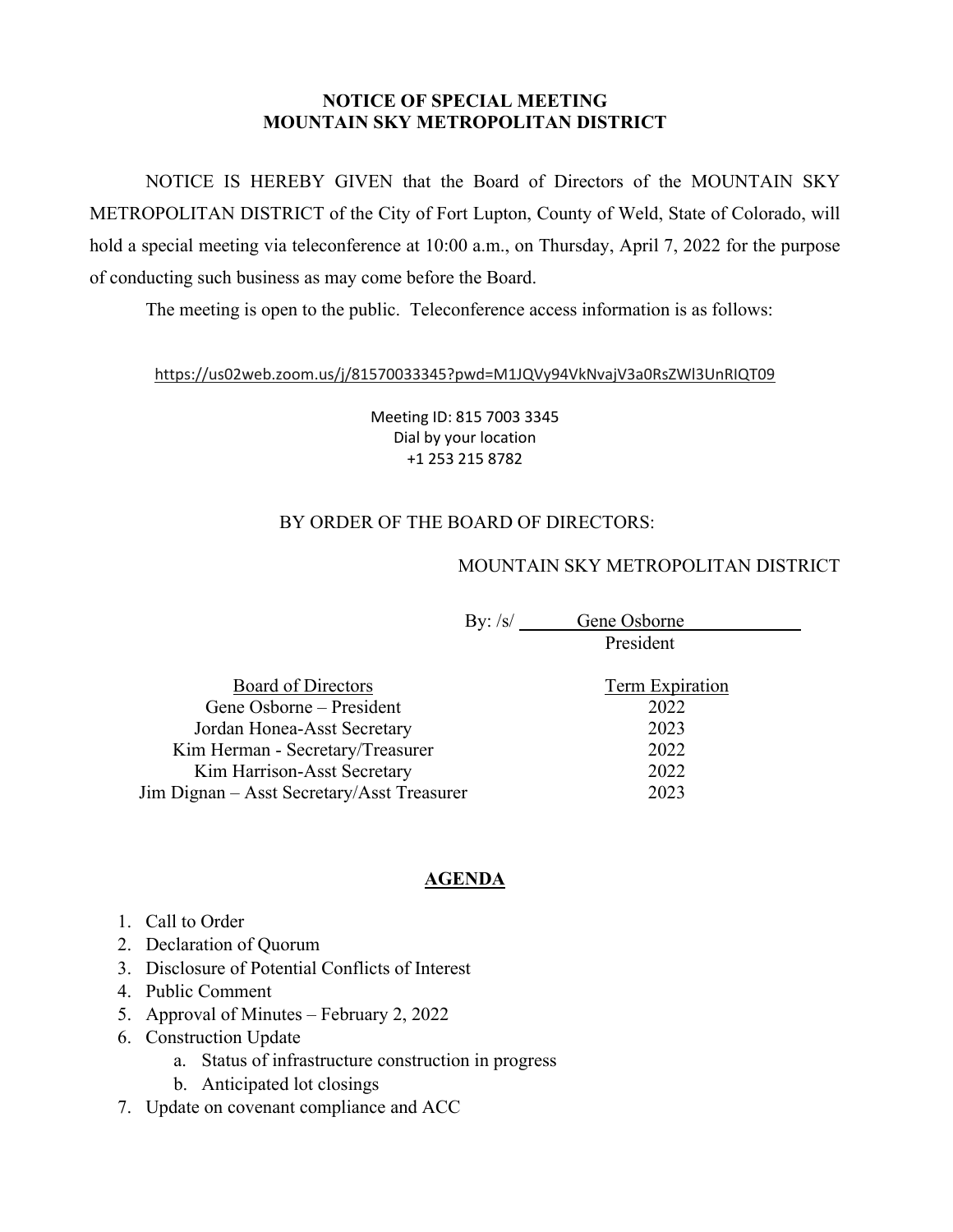# NOTICE OF SPECIAL MEETING
# MOUNTAIN SKY METROPOLITAN DISTRICT

NOTICE IS HEREBY GIVEN that the Board of Directors of the MOUNTAIN SKY METROPOLITAN DISTRICT of the City of Fort Lupton, County of Weld, State of Colorado, will hold a special meeting via teleconference at 10:00 a.m., on Thursday, April 7, 2022 for the purpose of conducting such business as may come before the Board.

The meeting is open to the public. Teleconference access information is as follows:

https://us02web.zoom.us/j/81570033345?pwd=M1JQVy94VkNvajV3a0RsZWl3UnRIQT09

Meeting ID: 815 7003 3345
Dial by your location
+1 253 215 8782

BY ORDER OF THE BOARD OF DIRECTORS:

MOUNTAIN SKY METROPOLITAN DISTRICT

By: /s/ Gene Osborne
President

| Board of Directors | Term Expiration |
|---|---|
| Gene Osborne – President | 2022 |
| Jordan Honea-Asst Secretary | 2023 |
| Kim Herman - Secretary/Treasurer | 2022 |
| Kim Harrison-Asst Secretary | 2022 |
| Jim Dignan – Asst Secretary/Asst Treasurer | 2023 |

## AGENDA

1. Call to Order
2. Declaration of Quorum
3. Disclosure of Potential Conflicts of Interest
4. Public Comment
5. Approval of Minutes – February 2, 2022
6. Construction Update
   a. Status of infrastructure construction in progress
   b. Anticipated lot closings
7. Update on covenant compliance and ACC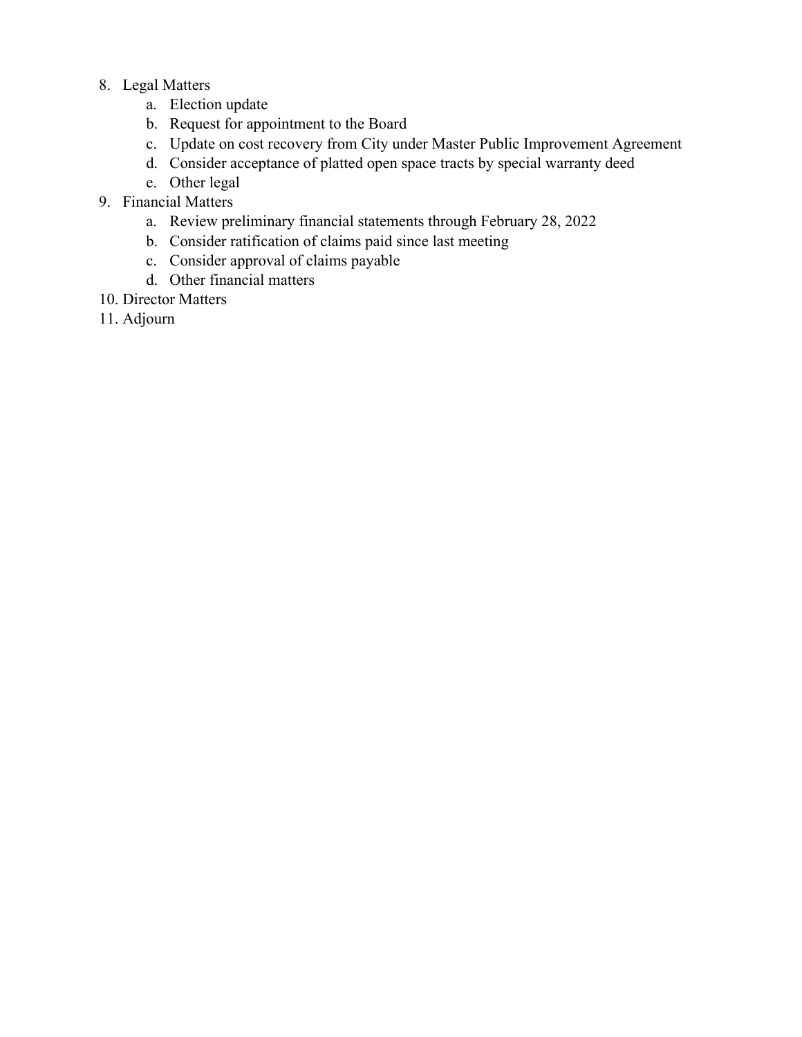8. Legal Matters
    a. Election update
    b. Request for appointment to the Board
    c. Update on cost recovery from City under Master Public Improvement Agreement
    d. Consider acceptance of platted open space tracts by special warranty deed
    e. Other legal
9. Financial Matters
    a. Review preliminary financial statements through February 28, 2022
    b. Consider ratification of claims paid since last meeting
    c. Consider approval of claims payable
    d. Other financial matters
10. Director Matters
11. Adjourn